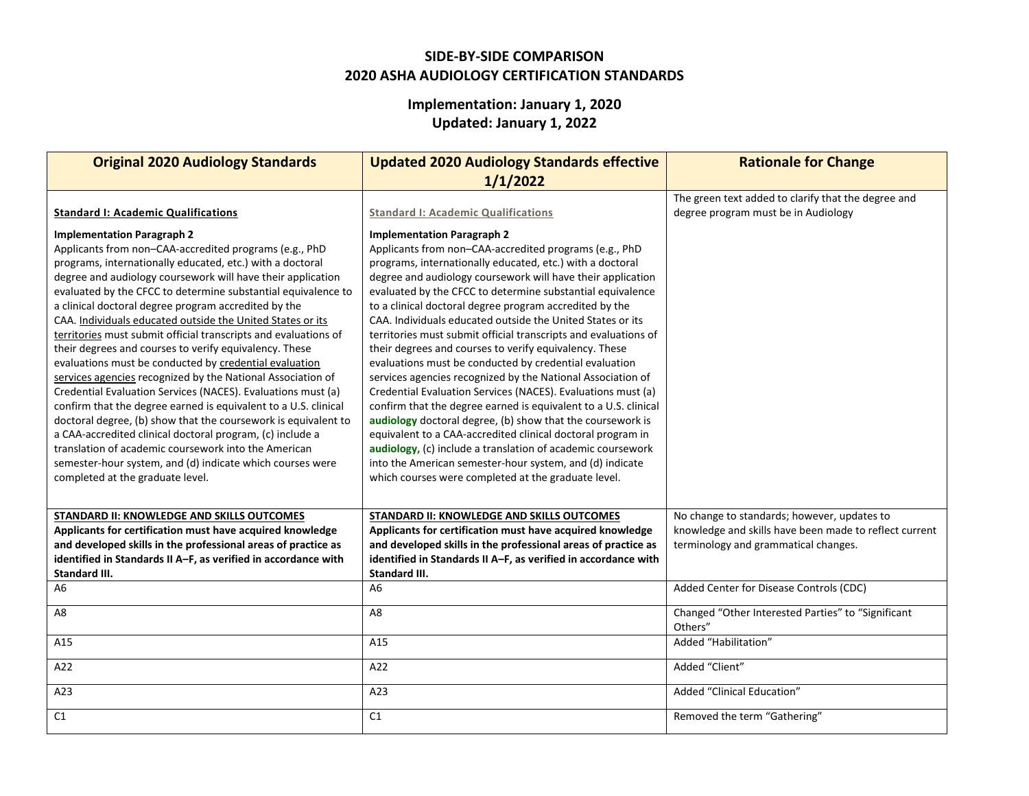**SIDE-BY-SIDE COMPARISON**
**2020 ASHA AUDIOLOGY CERTIFICATION STANDARDS**

**Implementation: January 1, 2020**
**Updated: January 1, 2022**

| Original 2020 Audiology Standards | Updated 2020 Audiology Standards effective 1/1/2022 | Rationale for Change |
|---|---|---|
| **Standard I: Academic Qualifications**<br><br>**Implementation Paragraph 2**<br>Applicants from non–CAA-accredited programs (e.g., PhD programs, internationally educated, etc.) with a doctoral degree and audiology coursework will have their application evaluated by the CFCC to determine substantial equivalence to a clinical doctoral degree program accredited by the CAA. Individuals educated outside the United States or its territories must submit official transcripts and evaluations of their degrees and courses to verify equivalency. These evaluations must be conducted by credential evaluation services agencies recognized by the National Association of Credential Evaluation Services (NACES). Evaluations must (a) confirm that the degree earned is equivalent to a U.S. clinical doctoral degree, (b) show that the coursework is equivalent to a CAA-accredited clinical doctoral program, (c) include a translation of academic coursework into the American semester-hour system, and (d) indicate which courses were completed at the graduate level. | **Standard I: Academic Qualifications**<br><br>**Implementation Paragraph 2**<br>Applicants from non–CAA-accredited programs (e.g., PhD programs, internationally educated, etc.) with a doctoral degree and audiology coursework will have their application evaluated by the CFCC to determine substantial equivalence to a clinical doctoral degree program accredited by the CAA. Individuals educated outside the United States or its territories must submit official transcripts and evaluations of their degrees and courses to verify equivalency. These evaluations must be conducted by credential evaluation services agencies recognized by the National Association of Credential Evaluation Services (NACES). Evaluations must (a) confirm that the degree earned is equivalent to a U.S. clinical **audiology** doctoral degree, (b) show that the coursework is equivalent to a CAA-accredited clinical doctoral program in **audiology,** (c) include a translation of academic coursework into the American semester-hour system, and (d) indicate which courses were completed at the graduate level. | The green text added to clarify that the degree and degree program must be in Audiology |
| **STANDARD II: KNOWLEDGE AND SKILLS OUTCOMES**<br>**Applicants for certification must have acquired knowledge and developed skills in the professional areas of practice as identified in Standards II A–F, as verified in accordance with Standard III.** | **STANDARD II: KNOWLEDGE AND SKILLS OUTCOMES**<br>**Applicants for certification must have acquired knowledge and developed skills in the professional areas of practice as identified in Standards II A–F, as verified in accordance with Standard III.** | No change to standards; however, updates to knowledge and skills have been made to reflect current terminology and grammatical changes. |
| A6 | A6 | Added Center for Disease Controls (CDC) |
| A8 | A8 | Changed "Other Interested Parties" to "Significant Others" |
| A15 | A15 | Added "Habilitation" |
| A22 | A22 | Added "Client" |
| A23 | A23 | Added "Clinical Education" |
| C1 | C1 | Removed the term "Gathering" |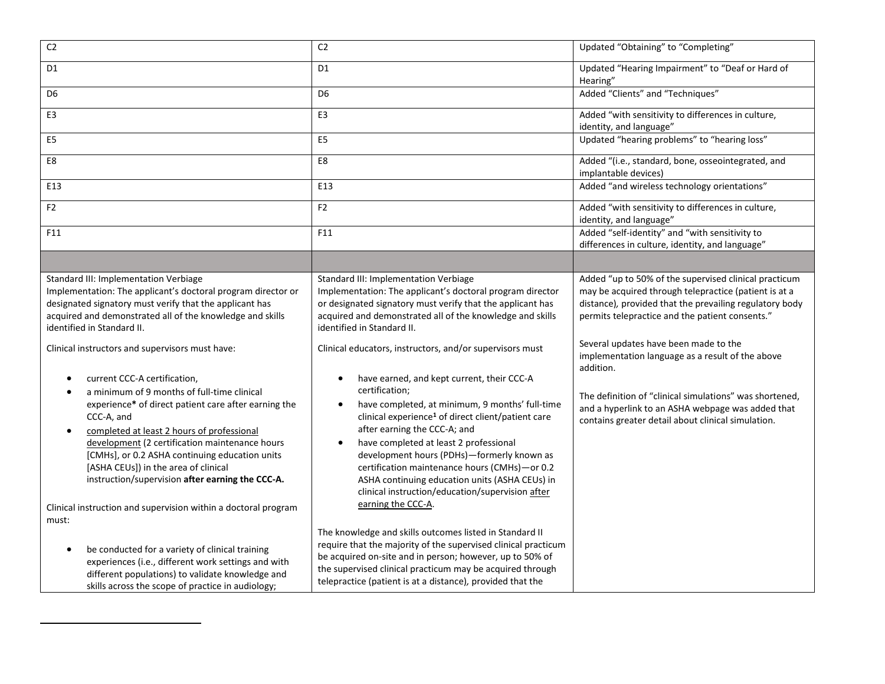| | | |
|---|---|---|
| C2 | C2 | Updated "Obtaining" to "Completing" |
| D1 | D1 | Updated "Hearing Impairment" to "Deaf or Hard of Hearing" |
| D6 | D6 | Added "Clients" and "Techniques" |
| E3 | E3 | Added "with sensitivity to differences in culture, identity, and language" |
| E5 | E5 | Updated "hearing problems" to "hearing loss" |
| E8 | E8 | Added "(i.e., standard, bone, osseointegrated, and implantable devices) |
| E13 | E13 | Added "and wireless technology orientations" |
| F2 | F2 | Added "with sensitivity to differences in culture, identity, and language" |
| F11 | F11 | Added "self-identity" and "with sensitivity to differences in culture, identity, and language" |
| | | |
| Standard III: Implementation Verbiage<br>Implementation: The applicant's doctoral program director or designated signatory must verify that the applicant has acquired and demonstrated all of the knowledge and skills identified in Standard II.<br><br>Clinical instructors and supervisors must have:<br><br>• current CCC-A certification,<br>• a minimum of 9 months of full-time clinical experience* of direct patient care after earning the CCC-A, and<br>• completed at least 2 hours of professional development (2 certification maintenance hours [CMHs], or 0.2 ASHA continuing education units [ASHA CEUs]) in the area of clinical instruction/supervision **after earning the CCC-A.**<br><br>Clinical instruction and supervision within a doctoral program must:<br><br>• be conducted for a variety of clinical training experiences (i.e., different work settings and with different populations) to validate knowledge and skills across the scope of practice in audiology; | Standard III: Implementation Verbiage<br>Implementation: The applicant's doctoral program director or designated signatory must verify that the applicant has acquired and demonstrated all of the knowledge and skills identified in Standard II.<br><br>Clinical educators, instructors, and/or supervisors must<br><br>• have earned, and kept current, their CCC-A certification;<br>• have completed, at minimum, 9 months' full-time clinical experience[1] of direct client/patient care after earning the CCC-A; and<br>• have completed at least 2 professional development hours (PDHs)—formerly known as certification maintenance hours (CMHs)—or 0.2 ASHA continuing education units (ASHA CEUs) in clinical instruction/education/supervision after earning the CCC-A.<br><br>The knowledge and skills outcomes listed in Standard II require that the majority of the supervised clinical practicum be acquired on-site and in person; however, up to 50% of the supervised clinical practicum may be acquired through telepractice (patient is at a distance), provided that the | Added "up to 50% of the supervised clinical practicum may be acquired through telepractice (patient is at a distance), provided that the prevailing regulatory body permits telepractice and the patient consents."<br><br>Several updates have been made to the implementation language as a result of the above addition.<br><br>The definition of "clinical simulations" was shortened, and a hyperlink to an ASHA webpage was added that contains greater detail about clinical simulation. |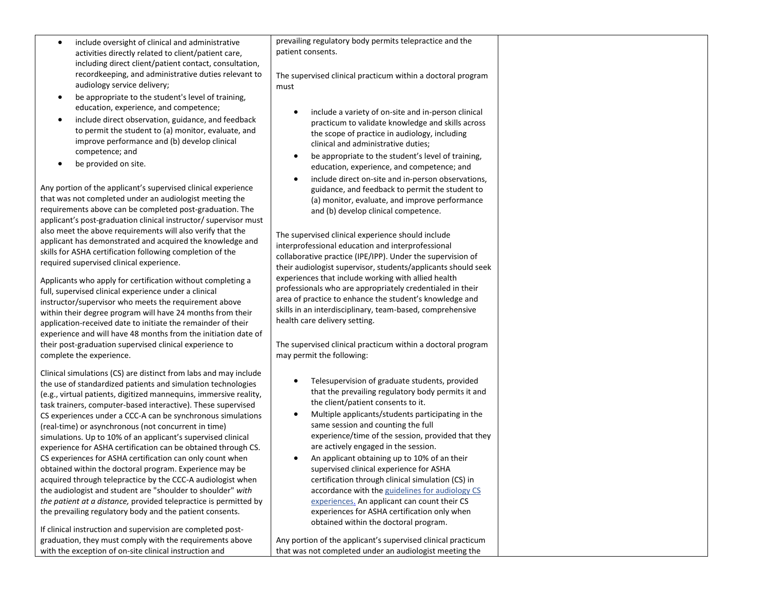| | | |
|---|---|---|
| • include oversight of clinical and administrative activities directly related to client/patient care, including direct client/patient contact, consultation, recordkeeping, and administrative duties relevant to audiology service delivery;<br>• be appropriate to the student's level of training, education, experience, and competence;<br>• include direct observation, guidance, and feedback to permit the student to (a) monitor, evaluate, and improve performance and (b) develop clinical competence; and<br>• be provided on site.<br><br>Any portion of the applicant's supervised clinical experience that was not completed under an audiologist meeting the requirements above can be completed post-graduation. The applicant's post-graduation clinical instructor/ supervisor must also meet the above requirements will also verify that the applicant has demonstrated and acquired the knowledge and skills for ASHA certification following completion of the required supervised clinical experience.<br><br>Applicants who apply for certification without completing a full, supervised clinical experience under a clinical instructor/supervisor who meets the requirement above within their degree program will have 24 months from their application-received date to initiate the remainder of their experience and will have 48 months from the initiation date of their post-graduation supervised clinical experience to complete the experience.<br><br>Clinical simulations (CS) are distinct from labs and may include the use of standardized patients and simulation technologies (e.g., virtual patients, digitized mannequins, immersive reality, task trainers, computer-based interactive). These supervised CS experiences under a CCC-A can be synchronous simulations (real-time) or asynchronous (not concurrent in time) simulations. Up to 10% of an applicant's supervised clinical experience for ASHA certification can be obtained through CS. CS experiences for ASHA certification can only count when obtained within the doctoral program. Experience may be acquired through telepractice by the CCC-A audiologist when the audiologist and student are "shoulder to shoulder" *with the patient at a distance,* provided telepractice is permitted by the prevailing regulatory body and the patient consents.<br><br>If clinical instruction and supervision are completed post-graduation, they must comply with the requirements above with the exception of on-site clinical instruction and | prevailing regulatory body permits telepractice and the patient consents.<br><br>The supervised clinical practicum within a doctoral program must<br><br>• include a variety of on-site and in-person clinical practicum to validate knowledge and skills across the scope of practice in audiology, including clinical and administrative duties;<br>• be appropriate to the student's level of training, education, experience, and competence; and<br>• include direct on-site and in-person observations, guidance, and feedback to permit the student to (a) monitor, evaluate, and improve performance and (b) develop clinical competence.<br><br>The supervised clinical experience should include interprofessional education and interprofessional collaborative practice (IPE/IPP). Under the supervision of their audiologist supervisor, students/applicants should seek experiences that include working with allied health professionals who are appropriately credentialed in their area of practice to enhance the student's knowledge and skills in an interdisciplinary, team-based, comprehensive health care delivery setting.<br><br>The supervised clinical practicum within a doctoral program may permit the following:<br><br>• Telesupervision of graduate students, provided that the prevailing regulatory body permits it and the client/patient consents to it.<br>• Multiple applicants/students participating in the same session and counting the full experience/time of the session, provided that they are actively engaged in the session.<br>• An applicant obtaining up to 10% of an their supervised clinical experience for ASHA certification through clinical simulation (CS) in accordance with the guidelines for audiology CS experiences. An applicant can count their CS experiences for ASHA certification only when obtained within the doctoral program.<br><br>Any portion of the applicant's supervised clinical practicum that was not completed under an audiologist meeting the | |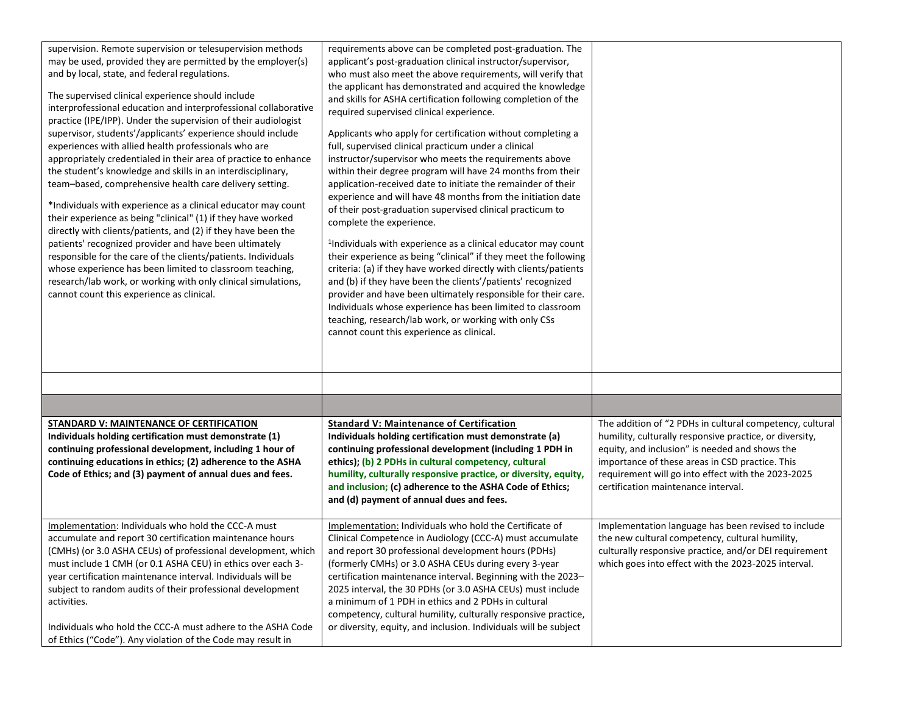| | | |
|---|---|---|
| supervision. Remote supervision or telesupervision methods may be used, provided they are permitted by the employer(s) and by local, state, and federal regulations.<br><br>The supervised clinical experience should include interprofessional education and interprofessional collaborative practice (IPE/IPP). Under the supervision of their audiologist supervisor, students'/applicants' experience should include experiences with allied health professionals who are appropriately credentialed in their area of practice to enhance the student's knowledge and skills in an interdisciplinary, team–based, comprehensive health care delivery setting.<br><br>***Individuals with experience as a clinical educator may count their experience as being "clinical" (1) if they have worked directly with clients/patients, and (2) if they have been the patients' recognized provider and have been ultimately responsible for the care of the clients/patients. Individuals whose experience has been limited to classroom teaching, research/lab work, or working with only clinical simulations, cannot count this experience as clinical. | requirements above can be completed post-graduation. The applicant's post-graduation clinical instructor/supervisor, who must also meet the above requirements, will verify that the applicant has demonstrated and acquired the knowledge and skills for ASHA certification following completion of the required supervised clinical experience.<br><br>Applicants who apply for certification without completing a full, supervised clinical practicum under a clinical instructor/supervisor who meets the requirements above within their degree program will have 24 months from their application-received date to initiate the remainder of their experience and will have 48 months from the initiation date of their post-graduation supervised clinical practicum to complete the experience.<br><br>[1]Individuals with experience as a clinical educator may count their experience as being "clinical" if they meet the following criteria: (a) if they have worked directly with clients/patients and (b) if they have been the clients'/patients' recognized provider and have been ultimately responsible for their care. Individuals whose experience has been limited to classroom teaching, research/lab work, or working with only CSs cannot count this experience as clinical. | |
| | | |
| | | |
| **<u>STANDARD V: MAINTENANCE OF CERTIFICATION</u>**<br>**Individuals holding certification must demonstrate (1) continuing professional development, including 1 hour of continuing educations in ethics; (2) adherence to the ASHA Code of Ethics; and (3) payment of annual dues and fees.** | **<u>Standard V: Maintenance of Certification</u>**<br>**Individuals holding certification must demonstrate (a) continuing professional development (including 1 PDH in ethics); (b) 2 PDHs in cultural competency, cultural humility, culturally responsive practice, or diversity, equity, and inclusion; (c) adherence to the ASHA Code of Ethics; and (d) payment of annual dues and fees.** | The addition of "2 PDHs in cultural competency, cultural humility, culturally responsive practice, or diversity, equity, and inclusion" is needed and shows the importance of these areas in CSD practice. This requirement will go into effect with the 2023-2025 certification maintenance interval. |
| <u>Implementation</u>: Individuals who hold the CCC-A must accumulate and report 30 certification maintenance hours (CMHs) (or 3.0 ASHA CEUs) of professional development, which must include 1 CMH (or 0.1 ASHA CEU) in ethics over each 3-year certification maintenance interval. Individuals will be subject to random audits of their professional development activities.<br><br>Individuals who hold the CCC-A must adhere to the ASHA Code of Ethics ("Code"). Any violation of the Code may result in | <u>Implementation:</u> Individuals who hold the Certificate of Clinical Competence in Audiology (CCC-A) must accumulate and report 30 professional development hours (PDHs) (formerly CMHs) or 3.0 ASHA CEUs during every 3-year certification maintenance interval. Beginning with the 2023–2025 interval, the 30 PDHs (or 3.0 ASHA CEUs) must include a minimum of 1 PDH in ethics and 2 PDHs in cultural competency, cultural humility, culturally responsive practice, or diversity, equity, and inclusion. Individuals will be subject | Implementation language has been revised to include the new cultural competency, cultural humility, culturally responsive practice, and/or DEI requirement which goes into effect with the 2023-2025 interval. |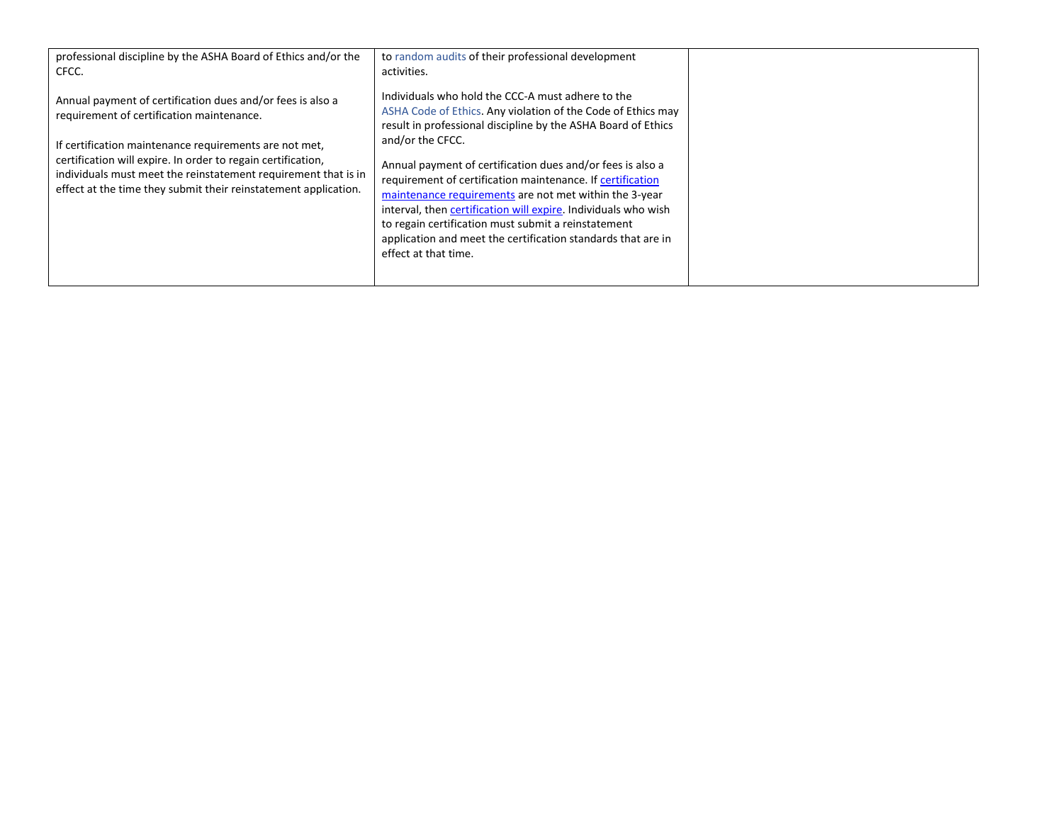| | | |
|---|---|---|
| professional discipline by the ASHA Board of Ethics and/or the CFCC.<br><br>Annual payment of certification dues and/or fees is also a requirement of certification maintenance.<br><br>If certification maintenance requirements are not met, certification will expire. In order to regain certification, individuals must meet the reinstatement requirement that is in effect at the time they submit their reinstatement application. | to random audits of their professional development activities.<br><br>Individuals who hold the CCC-A must adhere to the ASHA Code of Ethics. Any violation of the Code of Ethics may result in professional discipline by the ASHA Board of Ethics and/or the CFCC.<br><br>Annual payment of certification dues and/or fees is also a requirement of certification maintenance. If certification maintenance requirements are not met within the 3-year interval, then certification will expire. Individuals who wish to regain certification must submit a reinstatement application and meet the certification standards that are in effect at that time. | |